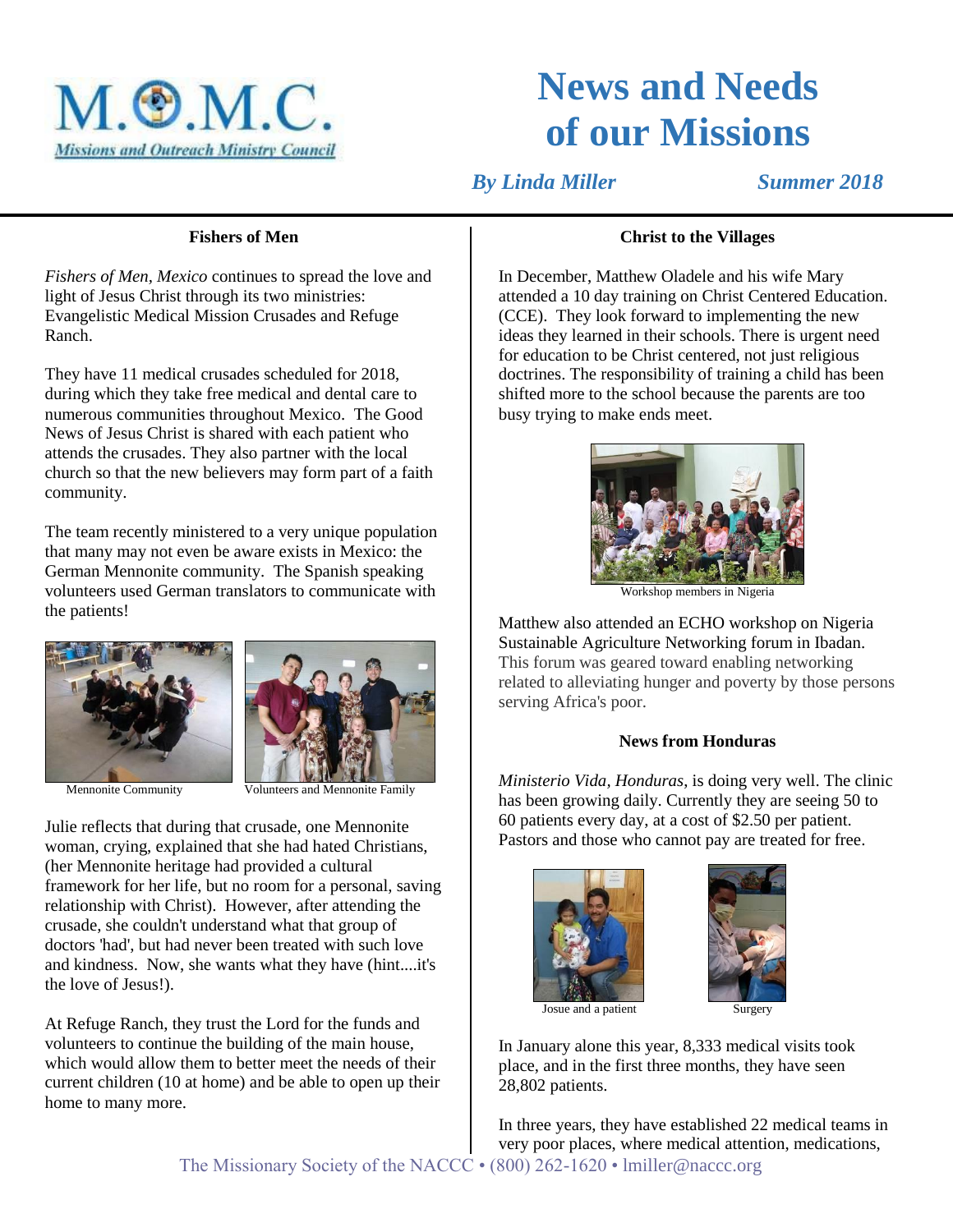M.O.M.C.

Missions and Outreach Ministry Council

# News and Needs of our Missions

*By Linda Miller* *Summer 2018*

## Fishers of Men

*Fishers of Men, Mexico* continues to spread the love and light of Jesus Christ through its two ministries: Evangelistic Medical Mission Crusades and Refuge Ranch.

They have 11 medical crusades scheduled for 2018, during which they take free medical and dental care to numerous communities throughout Mexico. The Good News of Jesus Christ is shared with each patient who attends the crusades. They also partner with the local church so that the new believers may form part of a faith community.

The team recently ministered to a very unique population that many may not even be aware exists in Mexico: the German Mennonite community. The Spanish speaking volunteers used German translators to communicate with the patients!

Mennonite Community

Volunteers and Mennonite Family

Julie reflects that during that crusade, one Mennonite woman, crying, explained that she had hated Christians, (her Mennonite heritage had provided a cultural framework for her life, but no room for a personal, saving relationship with Christ). However, after attending the crusade, she couldn't understand what that group of doctors 'had', but had never been treated with such love and kindness. Now, she wants what they have (hint....it's the love of Jesus!).

At Refuge Ranch, they trust the Lord for the funds and volunteers to continue the building of the main house, which would allow them to better meet the needs of their current children (10 at home) and be able to open up their home to many more.

## Christ to the Villages

In December, Matthew Oladele and his wife Mary attended a 10 day training on Christ Centered Education. (CCE). They look forward to implementing the new ideas they learned in their schools. There is urgent need for education to be Christ centered, not just religious doctrines. The responsibility of training a child has been shifted more to the school because the parents are too busy trying to make ends meet.

Workshop members in Nigeria

Matthew also attended an ECHO workshop on Nigeria Sustainable Agriculture Networking forum in Ibadan. This forum was geared toward enabling networking related to alleviating hunger and poverty by those persons serving Africa's poor.

## News from Honduras

*Ministerio Vida, Honduras*, is doing very well. The clinic has been growing daily. Currently they are seeing 50 to 60 patients every day, at a cost of $2.50 per patient. Pastors and those who cannot pay are treated for free.

Josue and a patient

Surgery

In January alone this year, 8,333 medical visits took place, and in the first three months, they have seen 28,802 patients.

In three years, they have established 22 medical teams in very poor places, where medical attention, medications,

The Missionary Society of the NACCC • (800) 262-1620 • lmiller@naccc.org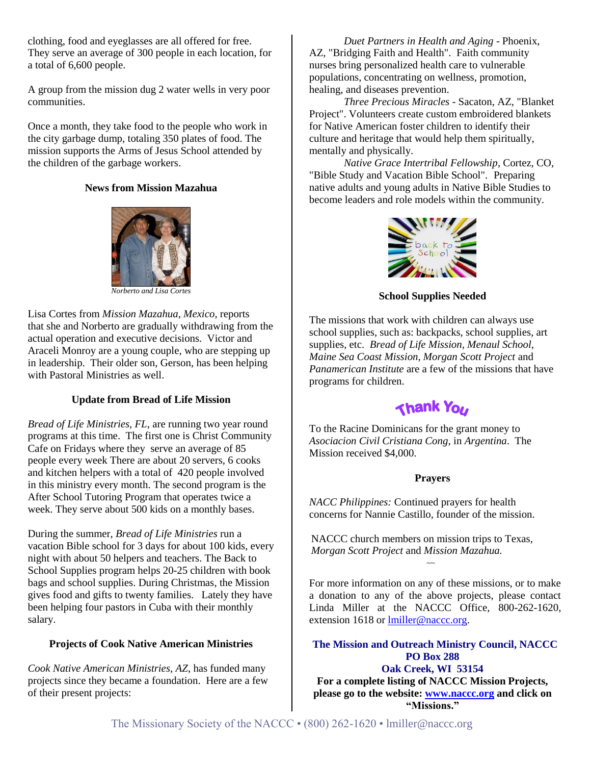clothing, food and eyeglasses are all offered for free. They serve an average of 300 people in each location, for a total of 6,600 people.

A group from the mission dug 2 water wells in very poor communities.

Once a month, they take food to the people who work in the city garbage dump, totaling 350 plates of food. The mission supports the Arms of Jesus School attended by the children of the garbage workers.

**News from Mission Mazahua**

*Norberto and Lisa Cortes*

Lisa Cortes from *Mission Mazahua, Mexico*, reports that she and Norberto are gradually withdrawing from the actual operation and executive decisions. Victor and Araceli Monroy are a young couple, who are stepping up in leadership. Their older son, Gerson, has been helping with Pastoral Ministries as well.

**Update from Bread of Life Mission**

*Bread of Life Ministries, FL,* are running two year round programs at this time. The first one is Christ Community Cafe on Fridays where they serve an average of 85 people every week There are about 20 servers, 6 cooks and kitchen helpers with a total of 420 people involved in this ministry every month. The second program is the After School Tutoring Program that operates twice a week. They serve about 500 kids on a monthly bases.

During the summer, *Bread of Life Ministries* run a vacation Bible school for 3 days for about 100 kids, every night with about 50 helpers and teachers. The Back to School Supplies program helps 20-25 children with book bags and school supplies. During Christmas, the Mission gives food and gifts to twenty families. Lately they have been helping four pastors in Cuba with their monthly salary.

**Projects of Cook Native American Ministries**

*Cook Native American Ministries, AZ*, has funded many projects since they became a foundation. Here are a few of their present projects:

*Duet Partners in Health and Aging* - Phoenix, AZ, "Bridging Faith and Health". Faith community nurses bring personalized health care to vulnerable populations, concentrating on wellness, promotion, healing, and diseases prevention.

*Three Precious Miracles* - Sacaton, AZ, "Blanket Project". Volunteers create custom embroidered blankets for Native American foster children to identify their culture and heritage that would help them spiritually, mentally and physically.

*Native Grace Intertribal Fellowship*, Cortez, CO, "Bible Study and Vacation Bible School". Preparing native adults and young adults in Native Bible Studies to become leaders and role models within the community.

**School Supplies Needed**

The missions that work with children can always use school supplies, such as: backpacks, school supplies, art supplies, etc. *Bread of Life Mission, Menaul School, Maine Sea Coast Mission, Morgan Scott Project* and *Panamerican Institute* are a few of the missions that have programs for children.

**Thank You**

To the Racine Dominicans for the grant money to *Asociacion Civil Cristiana Cong*, in *Argentina*. The Mission received $4,000.

**Prayers**

*NACC Philippines:* Continued prayers for health concerns for Nannie Castillo, founder of the mission.

NACCC church members on mission trips to Texas, *Morgan Scott Project* and *Mission Mazahua.*

~~

For more information on any of these missions, or to make a donation to any of the above projects, please contact Linda Miller at the NACCC Office, 800-262-1620, extension 1618 or lmiller@naccc.org.

**The Mission and Outreach Ministry Council, NACCC**
**PO Box 288**
**Oak Creek, WI 53154**
**For a complete listing of NACCC Mission Projects, please go to the website: www.naccc.org and click on "Missions."**